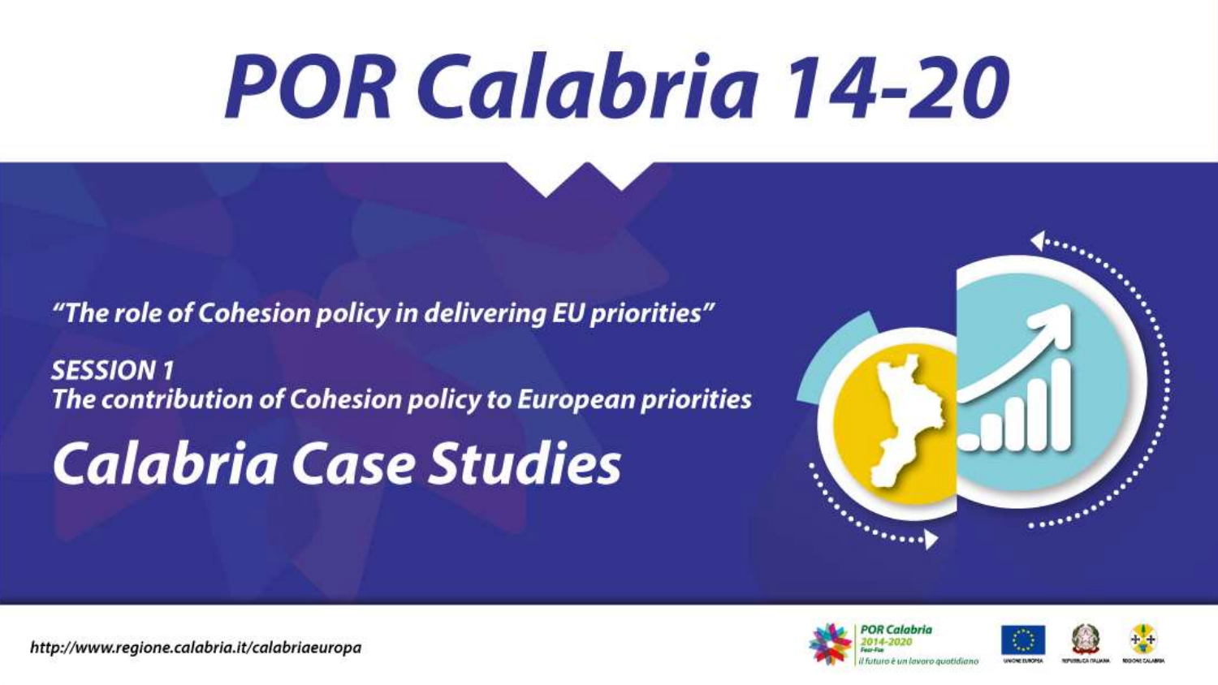# POR Calabria 14-20

*"The role of Cohesion policy in delivering EU priorities"*

**SESSION 1**
**The contribution of Cohesion policy to European priorities**

## Calabria Case Studies

*http://www.regione.calabria.it/calabriaeuropa*

POR Calabria 2014-2020 Fesr-Fse
*il futuro è un lavoro quotidiano*

UNIONE EUROPEA — REPUBBLICA ITALIANA — REGIONE CALABRIA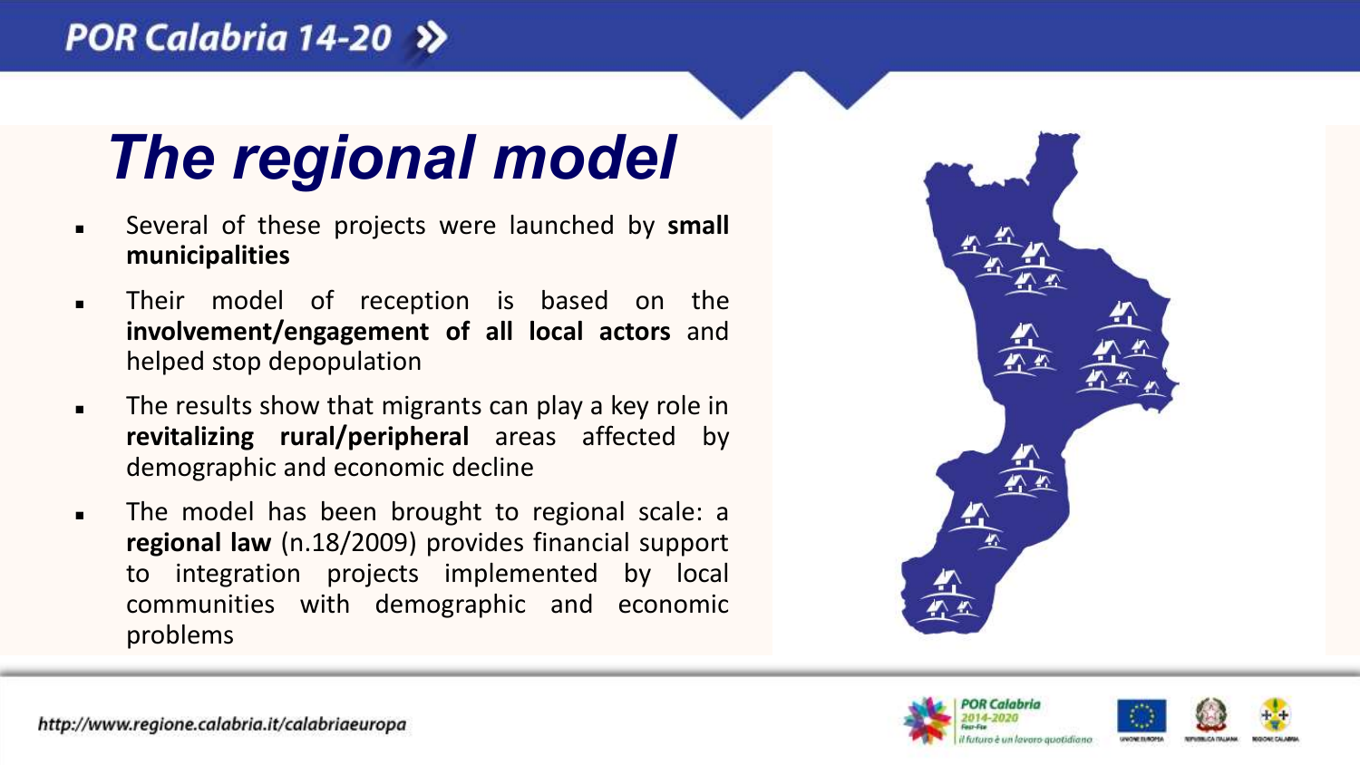# The regional model

- Several of these projects were launched by **small municipalities**
- Their model of reception is based on the **involvement/engagement of all local actors** and helped stop depopulation
- The results show that migrants can play a key role in **revitalizing rural/peripheral** areas affected by demographic and economic decline
- The model has been brought to regional scale: a **regional law** (n.18/2009) provides financial support to integration projects implemented by local communities with demographic and economic problems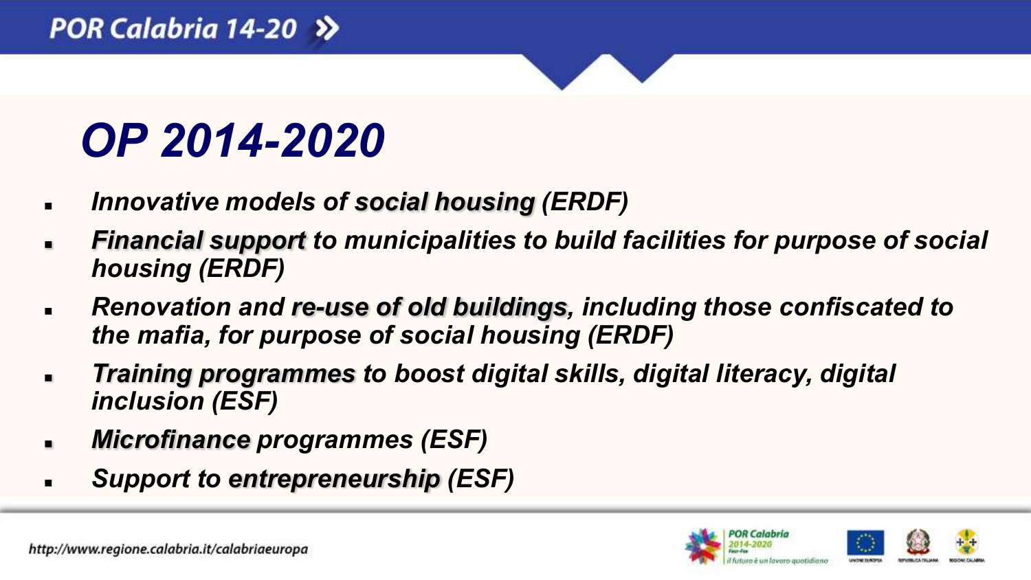# *OP 2014-2020*

- *Innovative models of **social housing** (ERDF)*
- ***Financial support** to municipalities to build facilities for purpose of social housing (ERDF)*
- *Renovation and **re-use of old buildings**, including those confiscated to the mafia, for purpose of social housing (ERDF)*
- ***Training programmes** to boost digital skills, digital literacy, digital inclusion (ESF)*
- ***Microfinance** programmes (ESF)*
- *Support to **entrepreneurship** (ESF)*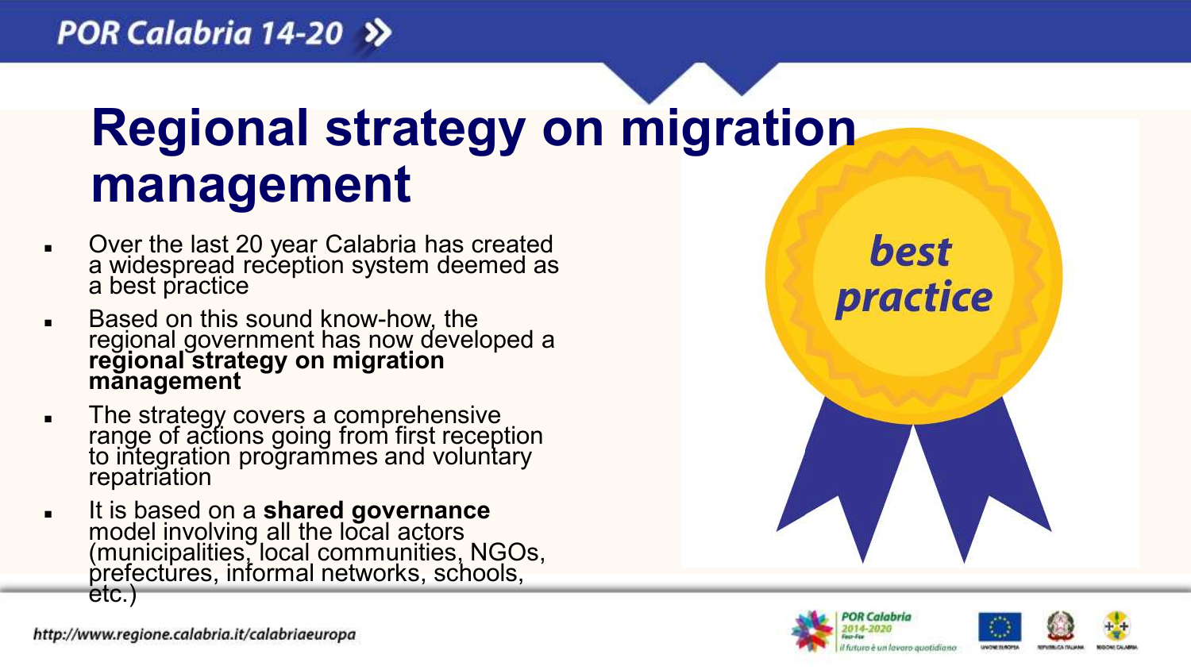# Regional strategy on migration management

- Over the last 20 year Calabria has created a widespread reception system deemed as a best practice
- Based on this sound know-how, the regional government has now developed a **regional strategy on migration management**
- The strategy covers a comprehensive range of actions going from first reception to integration programmes and voluntary repatriation
- It is based on a **shared governance** model involving all the local actors (municipalities, local communities, NGOs, prefectures, informal networks, schools, etc.)

best practice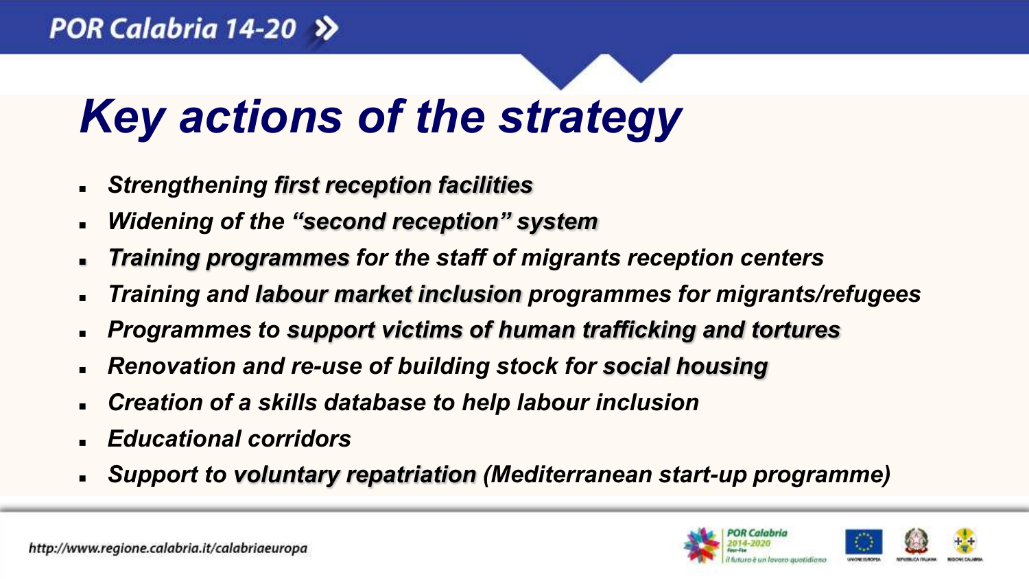# Key actions of the strategy

- *Strengthening **first reception facilities***
- *Widening of the **"second reception" system***
- ***Training programmes** for the staff of migrants reception centers*
- *Training and **labour market inclusion** programmes for migrants/refugees*
- *Programmes to **support victims of human trafficking and tortures***
- *Renovation and re-use of building stock for **social housing***
- *Creation of a skills database to help labour inclusion*
- *Educational corridors*
- *Support to **voluntary repatriation** (Mediterranean start-up programme)*